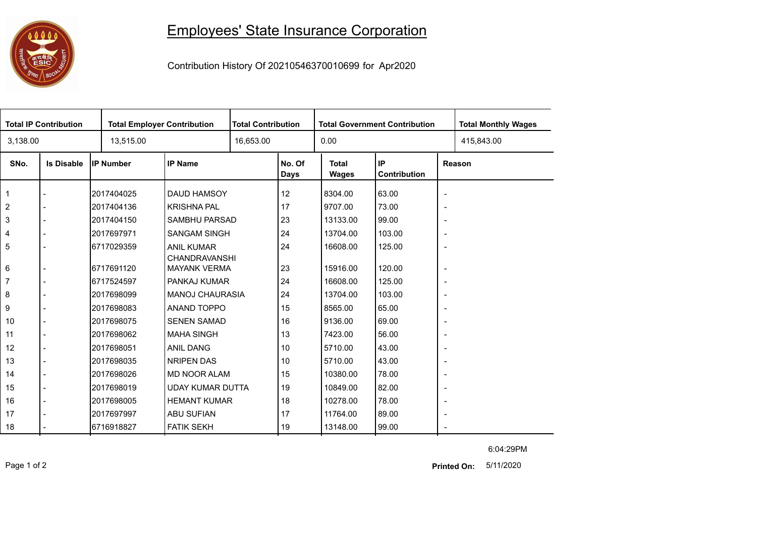# Employees' State Insurance Corporation

Contribution History Of 20210546370010699 for Apr2020

| Total IP Contribution | Total Employer Contribution | Total Contribution | Total Government Contribution | Total Monthly Wages |
|---|---|---|---|---|
| 3,138.00 | 13,515.00 | 16,653.00 | 0.00 | 415,843.00 |

| SNo. | Is Disable | IP Number | IP Name | No. Of Days | Total Wages | IP Contribution | Reason |
|---|---|---|---|---|---|---|---|
| 1 | - | 2017404025 | DAUD HAMSOY | 12 | 8304.00 | 63.00 | - |
| 2 | - | 2017404136 | KRISHNA PAL | 17 | 9707.00 | 73.00 | - |
| 3 | - | 2017404150 | SAMBHU PARSAD | 23 | 13133.00 | 99.00 | - |
| 4 | - | 2017697971 | SANGAM SINGH | 24 | 13704.00 | 103.00 | - |
| 5 | - | 6717029359 | ANIL KUMAR CHANDRAVANSHI | 24 | 16608.00 | 125.00 | - |
| 6 | - | 6717691120 | MAYANK VERMA | 23 | 15916.00 | 120.00 | - |
| 7 | - | 6717524597 | PANKAJ KUMAR | 24 | 16608.00 | 125.00 | - |
| 8 | - | 2017698099 | MANOJ CHAURASIA | 24 | 13704.00 | 103.00 | - |
| 9 | - | 2017698083 | ANAND TOPPO | 15 | 8565.00 | 65.00 | - |
| 10 | - | 2017698075 | SENEN SAMAD | 16 | 9136.00 | 69.00 | - |
| 11 | - | 2017698062 | MAHA SINGH | 13 | 7423.00 | 56.00 | - |
| 12 | - | 2017698051 | ANIL DANG | 10 | 5710.00 | 43.00 | - |
| 13 | - | 2017698035 | NRIPEN DAS | 10 | 5710.00 | 43.00 | - |
| 14 | - | 2017698026 | MD NOOR ALAM | 15 | 10380.00 | 78.00 | - |
| 15 | - | 2017698019 | UDAY KUMAR DUTTA | 19 | 10849.00 | 82.00 | - |
| 16 | - | 2017698005 | HEMANT KUMAR | 18 | 10278.00 | 78.00 | - |
| 17 | - | 2017697997 | ABU SUFIAN | 17 | 11764.00 | 89.00 | - |
| 18 | - | 6716918827 | FATIK SEKH | 19 | 13148.00 | 99.00 | - |

6:04:29PM

**Printed On:** 5/11/2020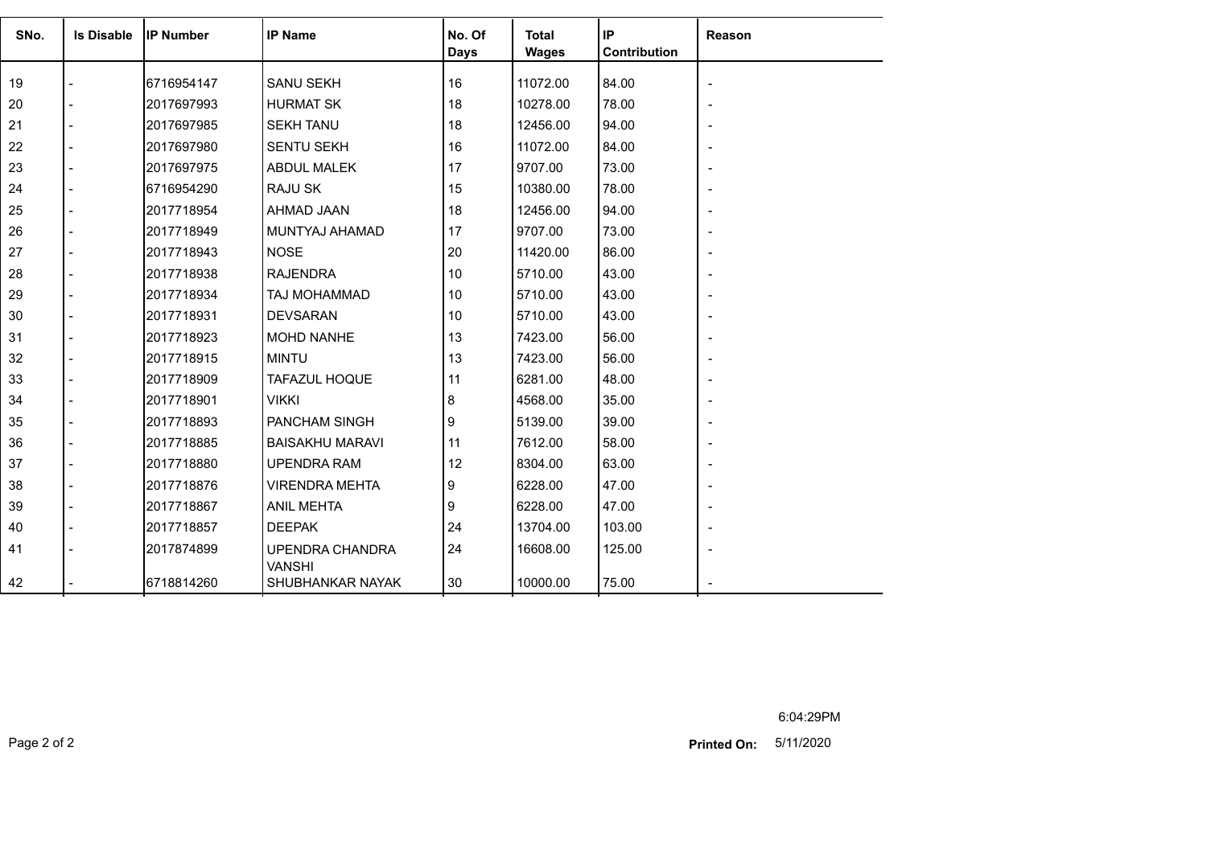| SNo. | Is Disable | IP Number | IP Name | No. Of Days | Total Wages | IP Contribution | Reason |
|---|---|---|---|---|---|---|---|
| 19 | - | 6716954147 | SANU SEKH | 16 | 11072.00 | 84.00 | - |
| 20 | - | 2017697993 | HURMAT SK | 18 | 10278.00 | 78.00 | - |
| 21 | - | 2017697985 | SEKH TANU | 18 | 12456.00 | 94.00 | - |
| 22 | - | 2017697980 | SENTU SEKH | 16 | 11072.00 | 84.00 | - |
| 23 | - | 2017697975 | ABDUL MALEK | 17 | 9707.00 | 73.00 | - |
| 24 | - | 6716954290 | RAJU SK | 15 | 10380.00 | 78.00 | - |
| 25 | - | 2017718954 | AHMAD JAAN | 18 | 12456.00 | 94.00 | - |
| 26 | - | 2017718949 | MUNTYAJ AHAMAD | 17 | 9707.00 | 73.00 | - |
| 27 | - | 2017718943 | NOSE | 20 | 11420.00 | 86.00 | - |
| 28 | - | 2017718938 | RAJENDRA | 10 | 5710.00 | 43.00 | - |
| 29 | - | 2017718934 | TAJ MOHAMMAD | 10 | 5710.00 | 43.00 | - |
| 30 | - | 2017718931 | DEVSARAN | 10 | 5710.00 | 43.00 | - |
| 31 | - | 2017718923 | MOHD NANHE | 13 | 7423.00 | 56.00 | - |
| 32 | - | 2017718915 | MINTU | 13 | 7423.00 | 56.00 | - |
| 33 | - | 2017718909 | TAFAZUL HOQUE | 11 | 6281.00 | 48.00 | - |
| 34 | - | 2017718901 | VIKKI | 8 | 4568.00 | 35.00 | - |
| 35 | - | 2017718893 | PANCHAM SINGH | 9 | 5139.00 | 39.00 | - |
| 36 | - | 2017718885 | BAISAKHU MARAVI | 11 | 7612.00 | 58.00 | - |
| 37 | - | 2017718880 | UPENDRA RAM | 12 | 8304.00 | 63.00 | - |
| 38 | - | 2017718876 | VIRENDRA MEHTA | 9 | 6228.00 | 47.00 | - |
| 39 | - | 2017718867 | ANIL MEHTA | 9 | 6228.00 | 47.00 | - |
| 40 | - | 2017718857 | DEEPAK | 24 | 13704.00 | 103.00 | - |
| 41 | - | 2017874899 | UPENDRA CHANDRA VANSHI | 24 | 16608.00 | 125.00 | - |
| 42 | - | 6718814260 | SHUBHANKAR NAYAK | 30 | 10000.00 | 75.00 | - |

6:04:29PM

**Printed On:** 5/11/2020